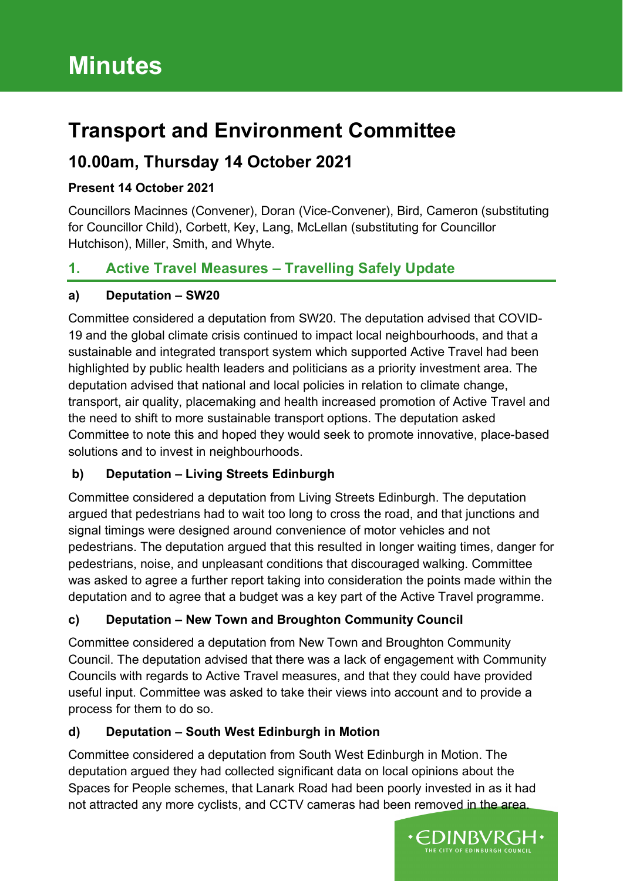# Minutes

## Transport and Environment Committee

### 10.00am, Thursday 14 October 2021

**Present 14 October 2021**

Councillors Macinnes (Convener), Doran (Vice-Convener), Bird, Cameron (substituting for Councillor Child), Corbett, Key, Lang, McLellan (substituting for Councillor Hutchison), Miller, Smith, and Whyte.

## 1. Active Travel Measures – Travelling Safely Update

**a) Deputation – SW20**

Committee considered a deputation from SW20. The deputation advised that COVID-19 and the global climate crisis continued to impact local neighbourhoods, and that a sustainable and integrated transport system which supported Active Travel had been highlighted by public health leaders and politicians as a priority investment area. The deputation advised that national and local policies in relation to climate change, transport, air quality, placemaking and health increased promotion of Active Travel and the need to shift to more sustainable transport options. The deputation asked Committee to note this and hoped they would seek to promote innovative, place-based solutions and to invest in neighbourhoods.

**b) Deputation – Living Streets Edinburgh**

Committee considered a deputation from Living Streets Edinburgh. The deputation argued that pedestrians had to wait too long to cross the road, and that junctions and signal timings were designed around convenience of motor vehicles and not pedestrians. The deputation argued that this resulted in longer waiting times, danger for pedestrians, noise, and unpleasant conditions that discouraged walking. Committee was asked to agree a further report taking into consideration the points made within the deputation and to agree that a budget was a key part of the Active Travel programme.

**c) Deputation – New Town and Broughton Community Council**

Committee considered a deputation from New Town and Broughton Community Council. The deputation advised that there was a lack of engagement with Community Councils with regards to Active Travel measures, and that they could have provided useful input. Committee was asked to take their views into account and to provide a process for them to do so.

**d) Deputation – South West Edinburgh in Motion**

Committee considered a deputation from South West Edinburgh in Motion. The deputation argued they had collected significant data on local opinions about the Spaces for People schemes, that Lanark Road had been poorly invested in as it had not attracted any more cyclists, and CCTV cameras had been removed in the area.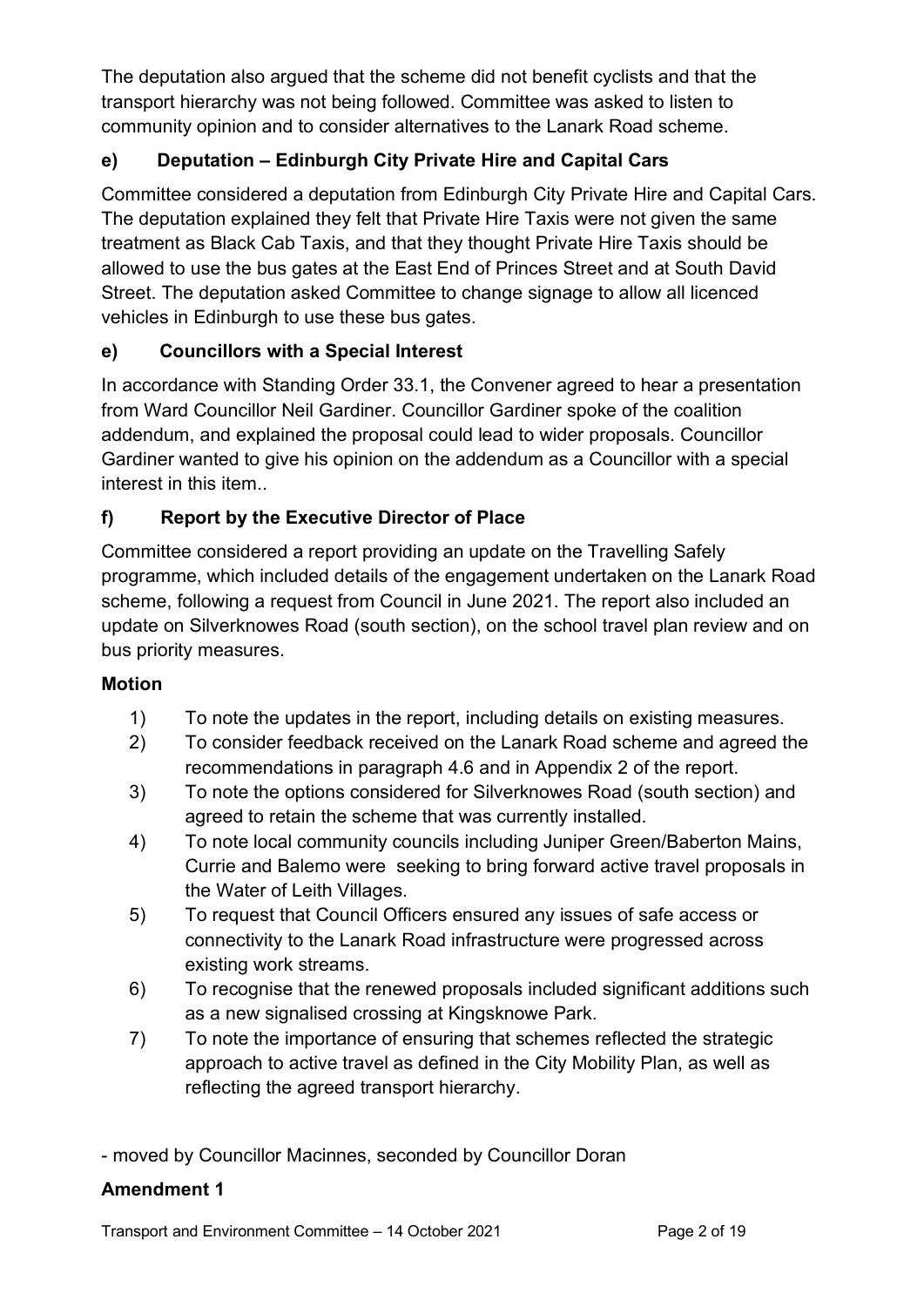The deputation also argued that the scheme did not benefit cyclists and that the transport hierarchy was not being followed. Committee was asked to listen to community opinion and to consider alternatives to the Lanark Road scheme.

### e) Deputation – Edinburgh City Private Hire and Capital Cars

Committee considered a deputation from Edinburgh City Private Hire and Capital Cars. The deputation explained they felt that Private Hire Taxis were not given the same treatment as Black Cab Taxis, and that they thought Private Hire Taxis should be allowed to use the bus gates at the East End of Princes Street and at South David Street. The deputation asked Committee to change signage to allow all licenced vehicles in Edinburgh to use these bus gates.

### e) Councillors with a Special Interest

In accordance with Standing Order 33.1, the Convener agreed to hear a presentation from Ward Councillor Neil Gardiner. Councillor Gardiner spoke of the coalition addendum, and explained the proposal could lead to wider proposals. Councillor Gardiner wanted to give his opinion on the addendum as a Councillor with a special interest in this item..

### f) Report by the Executive Director of Place

Committee considered a report providing an update on the Travelling Safely programme, which included details of the engagement undertaken on the Lanark Road scheme, following a request from Council in June 2021. The report also included an update on Silverknowes Road (south section), on the school travel plan review and on bus priority measures.

**Motion**

1) To note the updates in the report, including details on existing measures.
2) To consider feedback received on the Lanark Road scheme and agreed the recommendations in paragraph 4.6 and in Appendix 2 of the report.
3) To note the options considered for Silverknowes Road (south section) and agreed to retain the scheme that was currently installed.
4) To note local community councils including Juniper Green/Baberton Mains, Currie and Balemo were seeking to bring forward active travel proposals in the Water of Leith Villages.
5) To request that Council Officers ensured any issues of safe access or connectivity to the Lanark Road infrastructure were progressed across existing work streams.
6) To recognise that the renewed proposals included significant additions such as a new signalised crossing at Kingsknowe Park.
7) To note the importance of ensuring that schemes reflected the strategic approach to active travel as defined in the City Mobility Plan, as well as reflecting the agreed transport hierarchy.

- moved by Councillor Macinnes, seconded by Councillor Doran

**Amendment 1**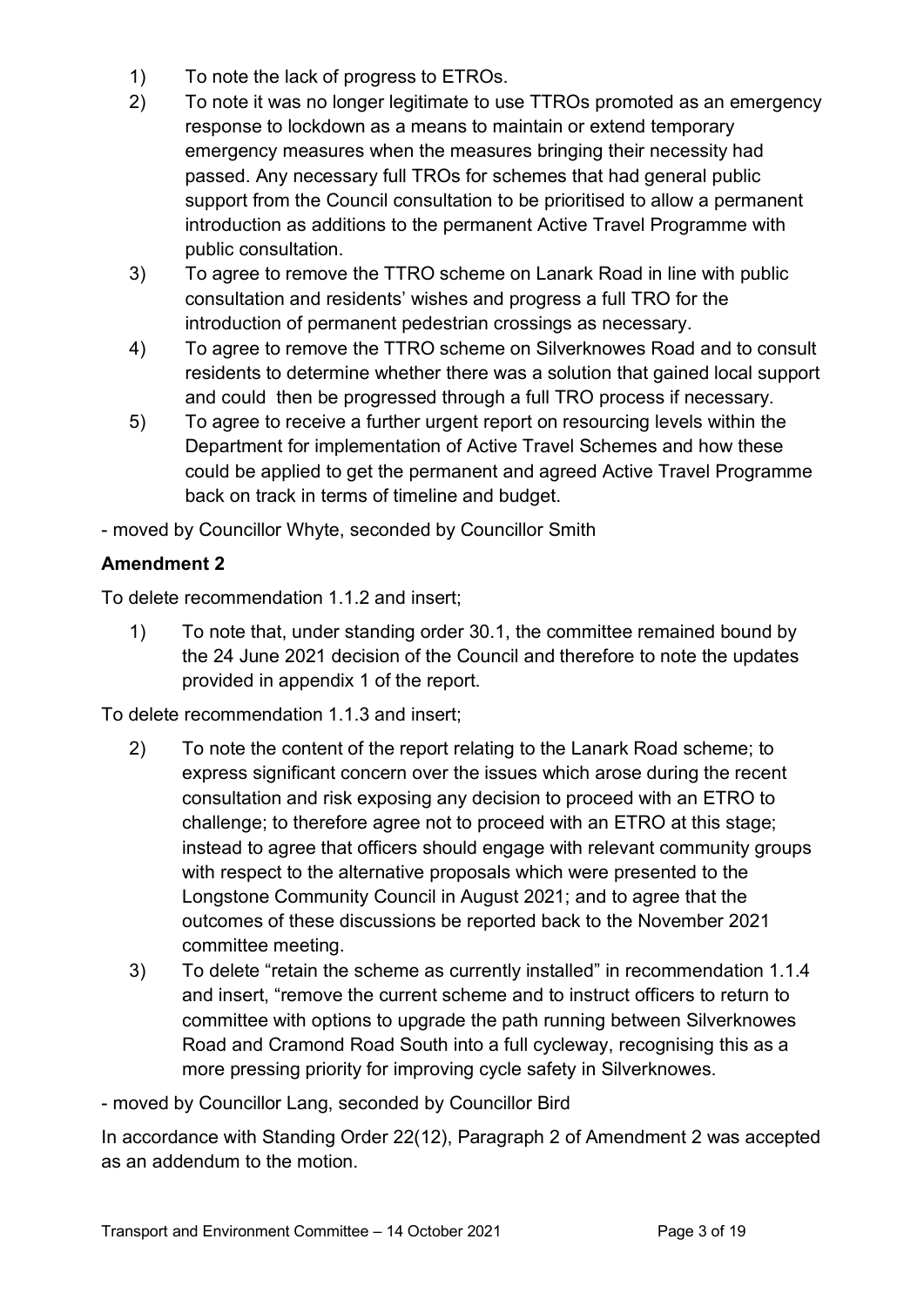1) To note the lack of progress to ETROs.
2) To note it was no longer legitimate to use TTROs promoted as an emergency response to lockdown as a means to maintain or extend temporary emergency measures when the measures bringing their necessity had passed. Any necessary full TROs for schemes that had general public support from the Council consultation to be prioritised to allow a permanent introduction as additions to the permanent Active Travel Programme with public consultation.
3) To agree to remove the TTRO scheme on Lanark Road in line with public consultation and residents' wishes and progress a full TRO for the introduction of permanent pedestrian crossings as necessary.
4) To agree to remove the TTRO scheme on Silverknowes Road and to consult residents to determine whether there was a solution that gained local support and could then be progressed through a full TRO process if necessary.
5) To agree to receive a further urgent report on resourcing levels within the Department for implementation of Active Travel Schemes and how these could be applied to get the permanent and agreed Active Travel Programme back on track in terms of timeline and budget.

- moved by Councillor Whyte, seconded by Councillor Smith

**Amendment 2**

To delete recommendation 1.1.2 and insert;

1) To note that, under standing order 30.1, the committee remained bound by the 24 June 2021 decision of the Council and therefore to note the updates provided in appendix 1 of the report.

To delete recommendation 1.1.3 and insert;

2) To note the content of the report relating to the Lanark Road scheme; to express significant concern over the issues which arose during the recent consultation and risk exposing any decision to proceed with an ETRO to challenge; to therefore agree not to proceed with an ETRO at this stage; instead to agree that officers should engage with relevant community groups with respect to the alternative proposals which were presented to the Longstone Community Council in August 2021; and to agree that the outcomes of these discussions be reported back to the November 2021 committee meeting.
3) To delete "retain the scheme as currently installed" in recommendation 1.1.4 and insert, "remove the current scheme and to instruct officers to return to committee with options to upgrade the path running between Silverknowes Road and Cramond Road South into a full cycleway, recognising this as a more pressing priority for improving cycle safety in Silverknowes.

- moved by Councillor Lang, seconded by Councillor Bird

In accordance with Standing Order 22(12), Paragraph 2 of Amendment 2 was accepted as an addendum to the motion.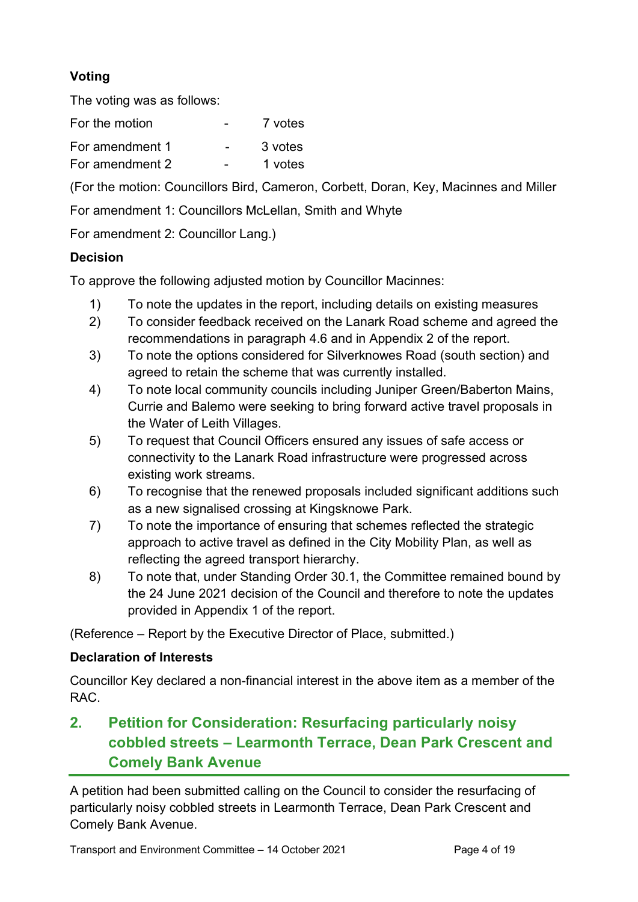**Voting**

The voting was as follows:

| | | |
|---|---|---|
| For the motion | - | 7 votes |
| For amendment 1 | - | 3 votes |
| For amendment 2 | - | 1 votes |

(For the motion: Councillors Bird, Cameron, Corbett, Doran, Key, Macinnes and Miller

For amendment 1: Councillors McLellan, Smith and Whyte

For amendment 2: Councillor Lang.)

**Decision**

To approve the following adjusted motion by Councillor Macinnes:

1) To note the updates in the report, including details on existing measures
2) To consider feedback received on the Lanark Road scheme and agreed the recommendations in paragraph 4.6 and in Appendix 2 of the report.
3) To note the options considered for Silverknowes Road (south section) and agreed to retain the scheme that was currently installed.
4) To note local community councils including Juniper Green/Baberton Mains, Currie and Balemo were seeking to bring forward active travel proposals in the Water of Leith Villages.
5) To request that Council Officers ensured any issues of safe access or connectivity to the Lanark Road infrastructure were progressed across existing work streams.
6) To recognise that the renewed proposals included significant additions such as a new signalised crossing at Kingsknowe Park.
7) To note the importance of ensuring that schemes reflected the strategic approach to active travel as defined in the City Mobility Plan, as well as reflecting the agreed transport hierarchy.
8) To note that, under Standing Order 30.1, the Committee remained bound by the 24 June 2021 decision of the Council and therefore to note the updates provided in Appendix 1 of the report.

(Reference – Report by the Executive Director of Place, submitted.)

**Declaration of Interests**

Councillor Key declared a non-financial interest in the above item as a member of the RAC.

## 2. Petition for Consideration: Resurfacing particularly noisy cobbled streets – Learmonth Terrace, Dean Park Crescent and Comely Bank Avenue

A petition had been submitted calling on the Council to consider the resurfacing of particularly noisy cobbled streets in Learmonth Terrace, Dean Park Crescent and Comely Bank Avenue.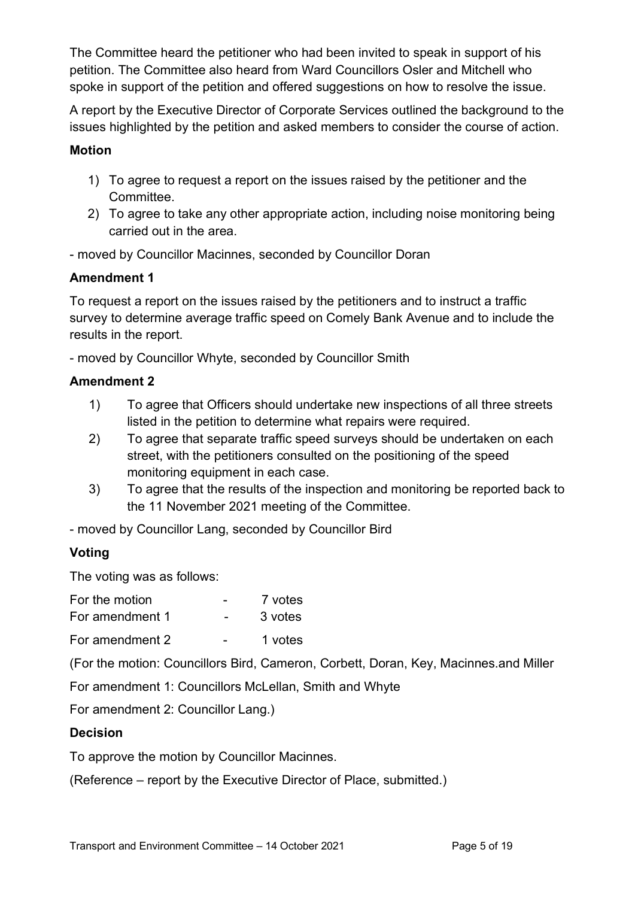The Committee heard the petitioner who had been invited to speak in support of his petition. The Committee also heard from Ward Councillors Osler and Mitchell who spoke in support of the petition and offered suggestions on how to resolve the issue.

A report by the Executive Director of Corporate Services outlined the background to the issues highlighted by the petition and asked members to consider the course of action.

**Motion**

1) To agree to request a report on the issues raised by the petitioner and the Committee.
2) To agree to take any other appropriate action, including noise monitoring being carried out in the area.

- moved by Councillor Macinnes, seconded by Councillor Doran

**Amendment 1**

To request a report on the issues raised by the petitioners and to instruct a traffic survey to determine average traffic speed on Comely Bank Avenue and to include the results in the report.

- moved by Councillor Whyte, seconded by Councillor Smith

**Amendment 2**

1) To agree that Officers should undertake new inspections of all three streets listed in the petition to determine what repairs were required.
2) To agree that separate traffic speed surveys should be undertaken on each street, with the petitioners consulted on the positioning of the speed monitoring equipment in each case.
3) To agree that the results of the inspection and monitoring be reported back to the 11 November 2021 meeting of the Committee.

- moved by Councillor Lang, seconded by Councillor Bird

**Voting**

The voting was as follows:

| | | |
|---|---|---|
| For the motion | - | 7 votes |
| For amendment 1 | - | 3 votes |
| For amendment 2 | - | 1 votes |

(For the motion: Councillors Bird, Cameron, Corbett, Doran, Key, Macinnes.and Miller

For amendment 1: Councillors McLellan, Smith and Whyte

For amendment 2: Councillor Lang.)

**Decision**

To approve the motion by Councillor Macinnes.

(Reference – report by the Executive Director of Place, submitted.)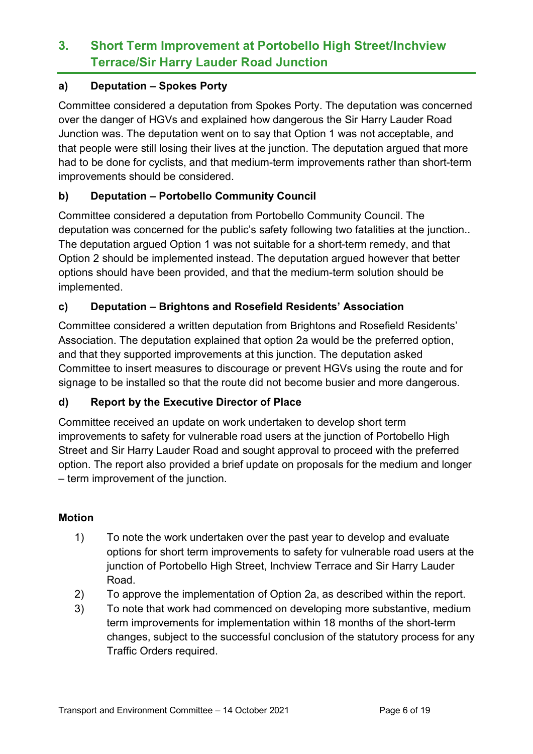## 3. Short Term Improvement at Portobello High Street/Inchview Terrace/Sir Harry Lauder Road Junction

### a) Deputation – Spokes Porty

Committee considered a deputation from Spokes Porty. The deputation was concerned over the danger of HGVs and explained how dangerous the Sir Harry Lauder Road Junction was. The deputation went on to say that Option 1 was not acceptable, and that people were still losing their lives at the junction. The deputation argued that more had to be done for cyclists, and that medium-term improvements rather than short-term improvements should be considered.

### b) Deputation – Portobello Community Council

Committee considered a deputation from Portobello Community Council. The deputation was concerned for the public's safety following two fatalities at the junction.. The deputation argued Option 1 was not suitable for a short-term remedy, and that Option 2 should be implemented instead. The deputation argued however that better options should have been provided, and that the medium-term solution should be implemented.

### c) Deputation – Brightons and Rosefield Residents' Association

Committee considered a written deputation from Brightons and Rosefield Residents' Association. The deputation explained that option 2a would be the preferred option, and that they supported improvements at this junction. The deputation asked Committee to insert measures to discourage or prevent HGVs using the route and for signage to be installed so that the route did not become busier and more dangerous.

### d) Report by the Executive Director of Place

Committee received an update on work undertaken to develop short term improvements to safety for vulnerable road users at the junction of Portobello High Street and Sir Harry Lauder Road and sought approval to proceed with the preferred option. The report also provided a brief update on proposals for the medium and longer – term improvement of the junction.

**Motion**

1) To note the work undertaken over the past year to develop and evaluate options for short term improvements to safety for vulnerable road users at the junction of Portobello High Street, Inchview Terrace and Sir Harry Lauder Road.
2) To approve the implementation of Option 2a, as described within the report.
3) To note that work had commenced on developing more substantive, medium term improvements for implementation within 18 months of the short-term changes, subject to the successful conclusion of the statutory process for any Traffic Orders required.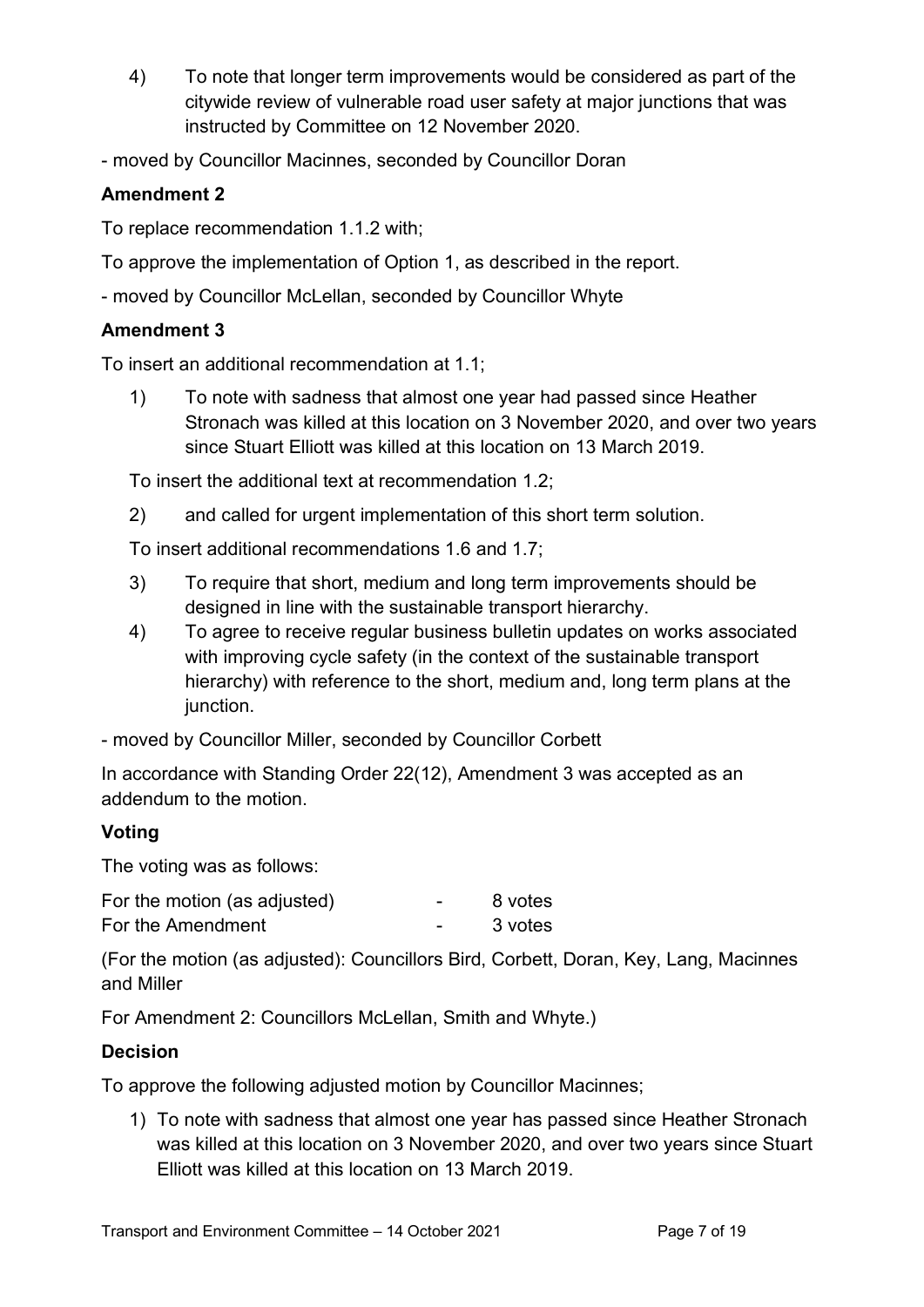4) To note that longer term improvements would be considered as part of the citywide review of vulnerable road user safety at major junctions that was instructed by Committee on 12 November 2020.

- moved by Councillor Macinnes, seconded by Councillor Doran

**Amendment 2**

To replace recommendation 1.1.2 with;

To approve the implementation of Option 1, as described in the report.

- moved by Councillor McLellan, seconded by Councillor Whyte

**Amendment 3**

To insert an additional recommendation at 1.1;

1) To note with sadness that almost one year had passed since Heather Stronach was killed at this location on 3 November 2020, and over two years since Stuart Elliott was killed at this location on 13 March 2019.

To insert the additional text at recommendation 1.2;

2) and called for urgent implementation of this short term solution.

To insert additional recommendations 1.6 and 1.7;

3) To require that short, medium and long term improvements should be designed in line with the sustainable transport hierarchy.
4) To agree to receive regular business bulletin updates on works associated with improving cycle safety (in the context of the sustainable transport hierarchy) with reference to the short, medium and, long term plans at the junction.

- moved by Councillor Miller, seconded by Councillor Corbett

In accordance with Standing Order 22(12), Amendment 3 was accepted as an addendum to the motion.

**Voting**

The voting was as follows:

For the motion (as adjusted) - 8 votes
For the Amendment - 3 votes

(For the motion (as adjusted): Councillors Bird, Corbett, Doran, Key, Lang, Macinnes and Miller

For Amendment 2: Councillors McLellan, Smith and Whyte.)

**Decision**

To approve the following adjusted motion by Councillor Macinnes;

1) To note with sadness that almost one year has passed since Heather Stronach was killed at this location on 3 November 2020, and over two years since Stuart Elliott was killed at this location on 13 March 2019.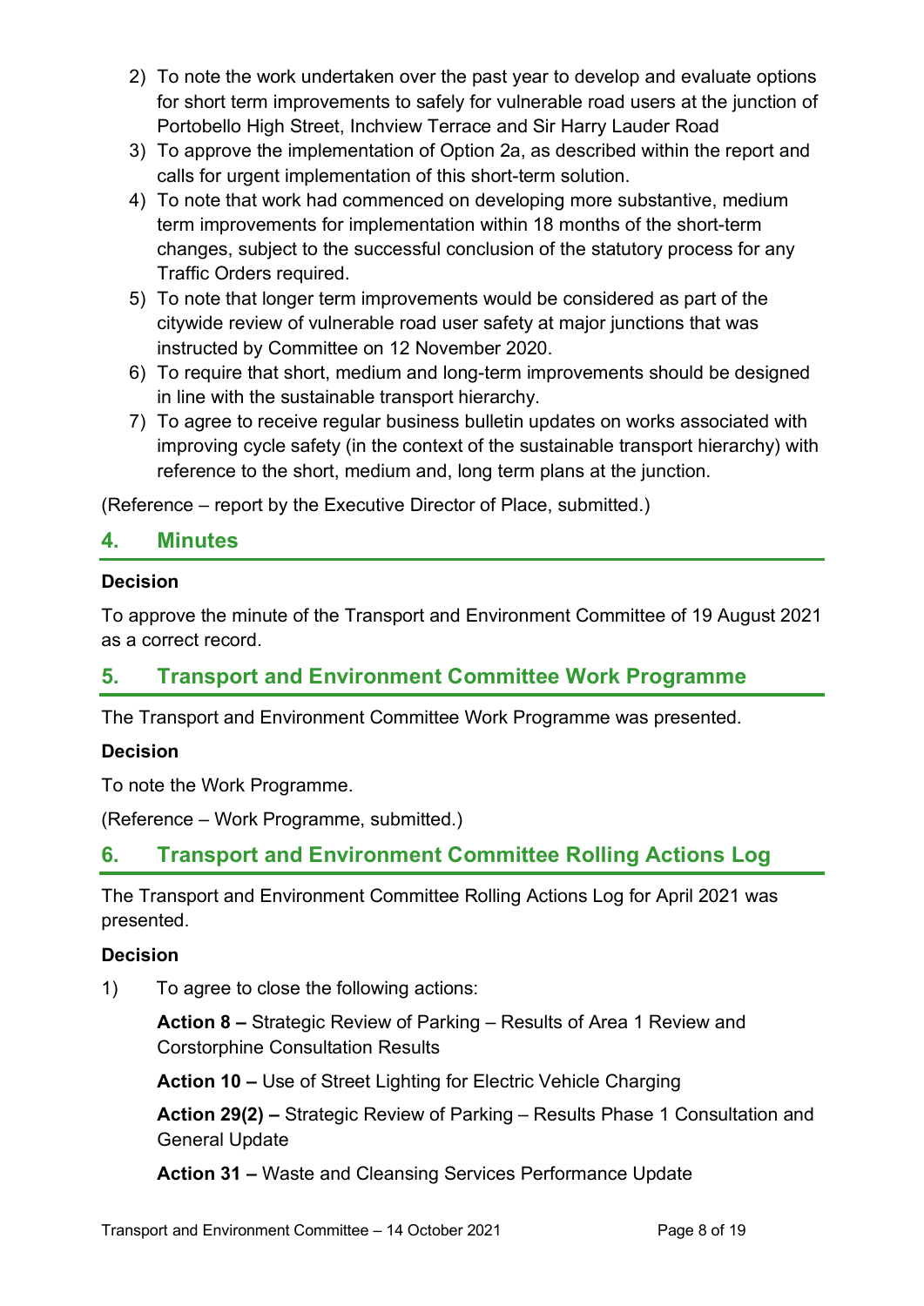2) To note the work undertaken over the past year to develop and evaluate options for short term improvements to safely for vulnerable road users at the junction of Portobello High Street, Inchview Terrace and Sir Harry Lauder Road
3) To approve the implementation of Option 2a, as described within the report and calls for urgent implementation of this short-term solution.
4) To note that work had commenced on developing more substantive, medium term improvements for implementation within 18 months of the short-term changes, subject to the successful conclusion of the statutory process for any Traffic Orders required.
5) To note that longer term improvements would be considered as part of the citywide review of vulnerable road user safety at major junctions that was instructed by Committee on 12 November 2020.
6) To require that short, medium and long-term improvements should be designed in line with the sustainable transport hierarchy.
7) To agree to receive regular business bulletin updates on works associated with improving cycle safety (in the context of the sustainable transport hierarchy) with reference to the short, medium and, long term plans at the junction.

(Reference – report by the Executive Director of Place, submitted.)

## 4. Minutes

**Decision**

To approve the minute of the Transport and Environment Committee of 19 August 2021 as a correct record.

## 5. Transport and Environment Committee Work Programme

The Transport and Environment Committee Work Programme was presented.

**Decision**

To note the Work Programme.

(Reference – Work Programme, submitted.)

## 6. Transport and Environment Committee Rolling Actions Log

The Transport and Environment Committee Rolling Actions Log for April 2021 was presented.

**Decision**

1) To agree to close the following actions:

**Action 8 –** Strategic Review of Parking – Results of Area 1 Review and Corstorphine Consultation Results

**Action 10 –** Use of Street Lighting for Electric Vehicle Charging

**Action 29(2) –** Strategic Review of Parking – Results Phase 1 Consultation and General Update

**Action 31 –** Waste and Cleansing Services Performance Update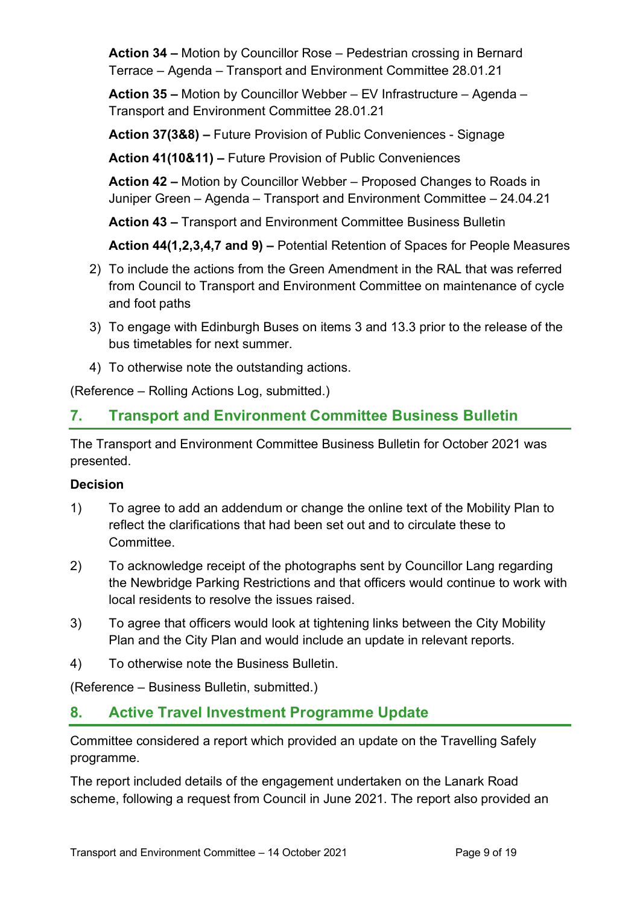**Action 34 –** Motion by Councillor Rose – Pedestrian crossing in Bernard Terrace – Agenda – Transport and Environment Committee 28.01.21

**Action 35 –** Motion by Councillor Webber – EV Infrastructure – Agenda – Transport and Environment Committee 28.01.21

**Action 37(3&8) –** Future Provision of Public Conveniences - Signage

**Action 41(10&11) –** Future Provision of Public Conveniences

**Action 42 –** Motion by Councillor Webber – Proposed Changes to Roads in Juniper Green – Agenda – Transport and Environment Committee – 24.04.21

**Action 43 –** Transport and Environment Committee Business Bulletin

**Action 44(1,2,3,4,7 and 9) –** Potential Retention of Spaces for People Measures

2) To include the actions from the Green Amendment in the RAL that was referred from Council to Transport and Environment Committee on maintenance of cycle and foot paths

3) To engage with Edinburgh Buses on items 3 and 13.3 prior to the release of the bus timetables for next summer.

4) To otherwise note the outstanding actions.

(Reference – Rolling Actions Log, submitted.)

## 7. Transport and Environment Committee Business Bulletin

The Transport and Environment Committee Business Bulletin for October 2021 was presented.

**Decision**

1) To agree to add an addendum or change the online text of the Mobility Plan to reflect the clarifications that had been set out and to circulate these to Committee.

2) To acknowledge receipt of the photographs sent by Councillor Lang regarding the Newbridge Parking Restrictions and that officers would continue to work with local residents to resolve the issues raised.

3) To agree that officers would look at tightening links between the City Mobility Plan and the City Plan and would include an update in relevant reports.

4) To otherwise note the Business Bulletin.

(Reference – Business Bulletin, submitted.)

## 8. Active Travel Investment Programme Update

Committee considered a report which provided an update on the Travelling Safely programme.

The report included details of the engagement undertaken on the Lanark Road scheme, following a request from Council in June 2021. The report also provided an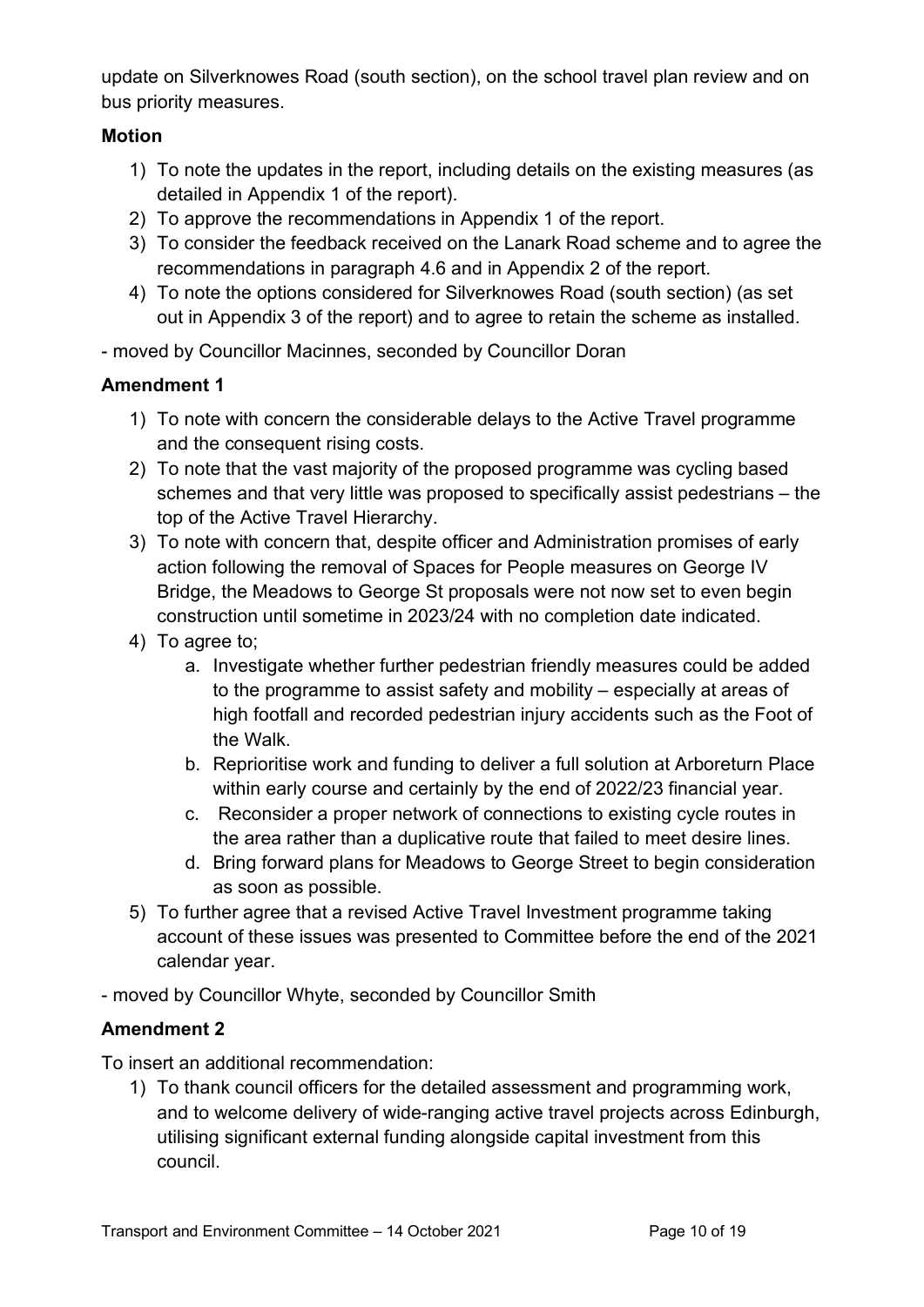update on Silverknowes Road (south section), on the school travel plan review and on bus priority measures.

**Motion**

1) To note the updates in the report, including details on the existing measures (as detailed in Appendix 1 of the report).
2) To approve the recommendations in Appendix 1 of the report.
3) To consider the feedback received on the Lanark Road scheme and to agree the recommendations in paragraph 4.6 and in Appendix 2 of the report.
4) To note the options considered for Silverknowes Road (south section) (as set out in Appendix 3 of the report) and to agree to retain the scheme as installed.

- moved by Councillor Macinnes, seconded by Councillor Doran

**Amendment 1**

1) To note with concern the considerable delays to the Active Travel programme and the consequent rising costs.
2) To note that the vast majority of the proposed programme was cycling based schemes and that very little was proposed to specifically assist pedestrians – the top of the Active Travel Hierarchy.
3) To note with concern that, despite officer and Administration promises of early action following the removal of Spaces for People measures on George IV Bridge, the Meadows to George St proposals were not now set to even begin construction until sometime in 2023/24 with no completion date indicated.
4) To agree to;
   a. Investigate whether further pedestrian friendly measures could be added to the programme to assist safety and mobility – especially at areas of high footfall and recorded pedestrian injury accidents such as the Foot of the Walk.
   b. Reprioritise work and funding to deliver a full solution at Arboreturn Place within early course and certainly by the end of 2022/23 financial year.
   c. Reconsider a proper network of connections to existing cycle routes in the area rather than a duplicative route that failed to meet desire lines.
   d. Bring forward plans for Meadows to George Street to begin consideration as soon as possible.
5) To further agree that a revised Active Travel Investment programme taking account of these issues was presented to Committee before the end of the 2021 calendar year.

- moved by Councillor Whyte, seconded by Councillor Smith

**Amendment 2**

To insert an additional recommendation:

1) To thank council officers for the detailed assessment and programming work, and to welcome delivery of wide-ranging active travel projects across Edinburgh, utilising significant external funding alongside capital investment from this council.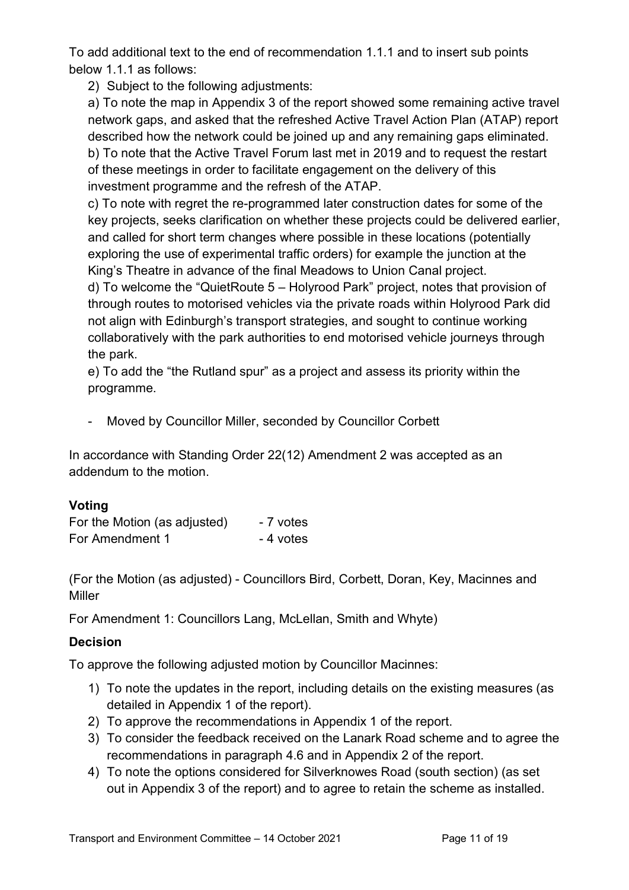To add additional text to the end of recommendation 1.1.1 and to insert sub points below 1.1.1 as follows:

2) Subject to the following adjustments:

a) To note the map in Appendix 3 of the report showed some remaining active travel network gaps, and asked that the refreshed Active Travel Action Plan (ATAP) report described how the network could be joined up and any remaining gaps eliminated.

b) To note that the Active Travel Forum last met in 2019 and to request the restart of these meetings in order to facilitate engagement on the delivery of this investment programme and the refresh of the ATAP.

c) To note with regret the re-programmed later construction dates for some of the key projects, seeks clarification on whether these projects could be delivered earlier, and called for short term changes where possible in these locations (potentially exploring the use of experimental traffic orders) for example the junction at the King's Theatre in advance of the final Meadows to Union Canal project.

d) To welcome the "QuietRoute 5 – Holyrood Park" project, notes that provision of through routes to motorised vehicles via the private roads within Holyrood Park did not align with Edinburgh's transport strategies, and sought to continue working collaboratively with the park authorities to end motorised vehicle journeys through the park.

e) To add the "the Rutland spur" as a project and assess its priority within the programme.

- Moved by Councillor Miller, seconded by Councillor Corbett

In accordance with Standing Order 22(12) Amendment 2 was accepted as an addendum to the motion.

## Voting

| | |
|---|---|
| For the Motion (as adjusted) | - 7 votes |
| For Amendment 1 | - 4 votes |

(For the Motion (as adjusted) - Councillors Bird, Corbett, Doran, Key, Macinnes and Miller

For Amendment 1: Councillors Lang, McLellan, Smith and Whyte)

## Decision

To approve the following adjusted motion by Councillor Macinnes:

1) To note the updates in the report, including details on the existing measures (as detailed in Appendix 1 of the report).
2) To approve the recommendations in Appendix 1 of the report.
3) To consider the feedback received on the Lanark Road scheme and to agree the recommendations in paragraph 4.6 and in Appendix 2 of the report.
4) To note the options considered for Silverknowes Road (south section) (as set out in Appendix 3 of the report) and to agree to retain the scheme as installed.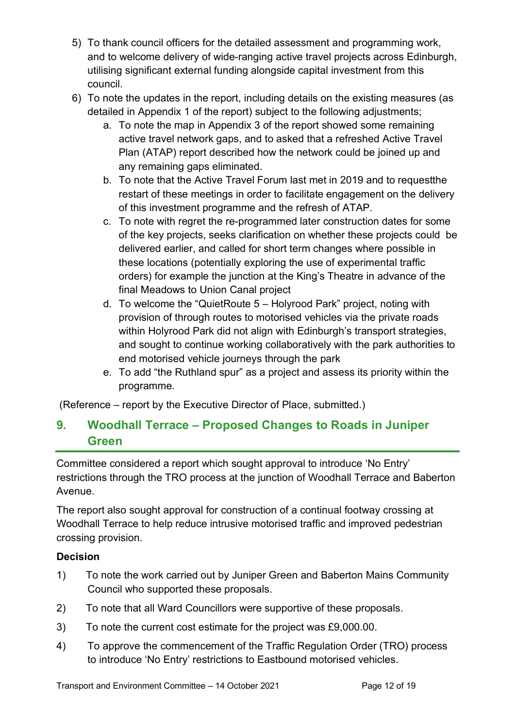5) To thank council officers for the detailed assessment and programming work, and to welcome delivery of wide-ranging active travel projects across Edinburgh, utilising significant external funding alongside capital investment from this council.
6) To note the updates in the report, including details on the existing measures (as detailed in Appendix 1 of the report) subject to the following adjustments;
    a. To note the map in Appendix 3 of the report showed some remaining active travel network gaps, and to asked that a refreshed Active Travel Plan (ATAP) report described how the network could be joined up and any remaining gaps eliminated.
    b. To note that the Active Travel Forum last met in 2019 and to requestthe restart of these meetings in order to facilitate engagement on the delivery of this investment programme and the refresh of ATAP.
    c. To note with regret the re-programmed later construction dates for some of the key projects, seeks clarification on whether these projects could be delivered earlier, and called for short term changes where possible in these locations (potentially exploring the use of experimental traffic orders) for example the junction at the King's Theatre in advance of the final Meadows to Union Canal project
    d. To welcome the "QuietRoute 5 – Holyrood Park" project, noting with provision of through routes to motorised vehicles via the private roads within Holyrood Park did not align with Edinburgh's transport strategies, and sought to continue working collaboratively with the park authorities to end motorised vehicle journeys through the park
    e. To add "the Ruthland spur" as a project and assess its priority within the programme.

(Reference – report by the Executive Director of Place, submitted.)

## 9. Woodhall Terrace – Proposed Changes to Roads in Juniper Green

Committee considered a report which sought approval to introduce 'No Entry' restrictions through the TRO process at the junction of Woodhall Terrace and Baberton Avenue.

The report also sought approval for construction of a continual footway crossing at Woodhall Terrace to help reduce intrusive motorised traffic and improved pedestrian crossing provision.

**Decision**

1) To note the work carried out by Juniper Green and Baberton Mains Community Council who supported these proposals.
2) To note that all Ward Councillors were supportive of these proposals.
3) To note the current cost estimate for the project was £9,000.00.
4) To approve the commencement of the Traffic Regulation Order (TRO) process to introduce 'No Entry' restrictions to Eastbound motorised vehicles.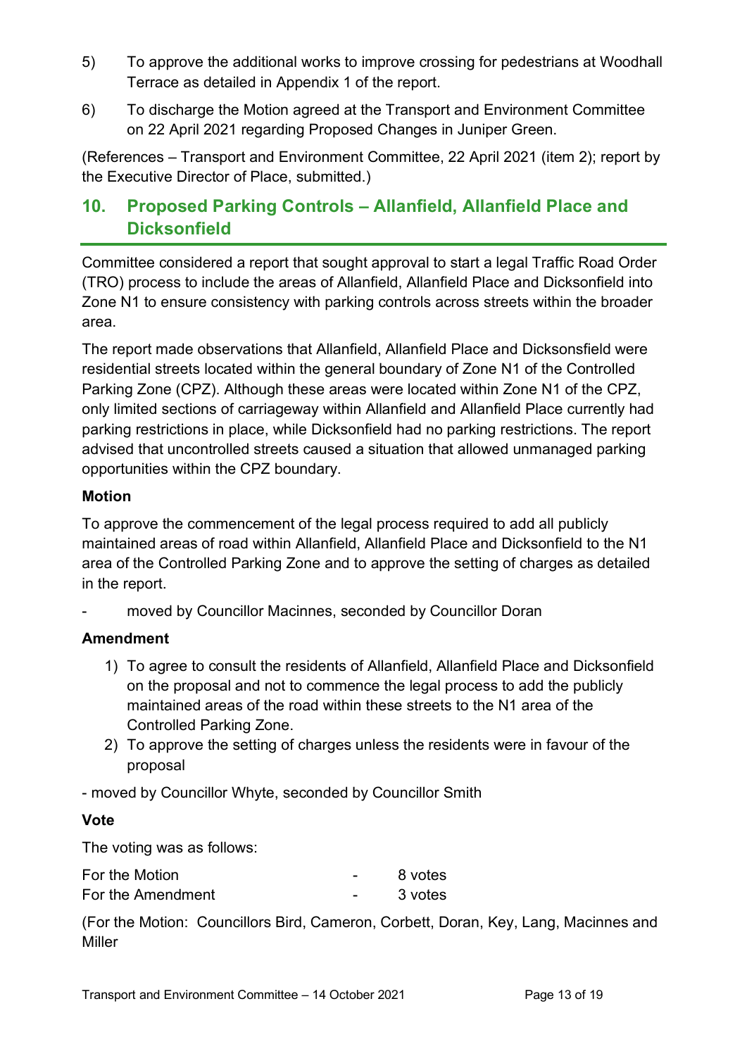5) To approve the additional works to improve crossing for pedestrians at Woodhall Terrace as detailed in Appendix 1 of the report.

6) To discharge the Motion agreed at the Transport and Environment Committee on 22 April 2021 regarding Proposed Changes in Juniper Green.

(References – Transport and Environment Committee, 22 April 2021 (item 2); report by the Executive Director of Place, submitted.)

## 10. Proposed Parking Controls – Allanfield, Allanfield Place and Dicksonfield

Committee considered a report that sought approval to start a legal Traffic Road Order (TRO) process to include the areas of Allanfield, Allanfield Place and Dicksonfield into Zone N1 to ensure consistency with parking controls across streets within the broader area.

The report made observations that Allanfield, Allanfield Place and Dicksonsfield were residential streets located within the general boundary of Zone N1 of the Controlled Parking Zone (CPZ). Although these areas were located within Zone N1 of the CPZ, only limited sections of carriageway within Allanfield and Allanfield Place currently had parking restrictions in place, while Dicksonfield had no parking restrictions. The report advised that uncontrolled streets caused a situation that allowed unmanaged parking opportunities within the CPZ boundary.

**Motion**

To approve the commencement of the legal process required to add all publicly maintained areas of road within Allanfield, Allanfield Place and Dicksonfield to the N1 area of the Controlled Parking Zone and to approve the setting of charges as detailed in the report.

- moved by Councillor Macinnes, seconded by Councillor Doran

**Amendment**

1) To agree to consult the residents of Allanfield, Allanfield Place and Dicksonfield on the proposal and not to commence the legal process to add the publicly maintained areas of the road within these streets to the N1 area of the Controlled Parking Zone.
2) To approve the setting of charges unless the residents were in favour of the proposal

- moved by Councillor Whyte, seconded by Councillor Smith

**Vote**

The voting was as follows:

| | | |
|---|---|---|
| For the Motion | - | 8 votes |
| For the Amendment | - | 3 votes |

(For the Motion: Councillors Bird, Cameron, Corbett, Doran, Key, Lang, Macinnes and Miller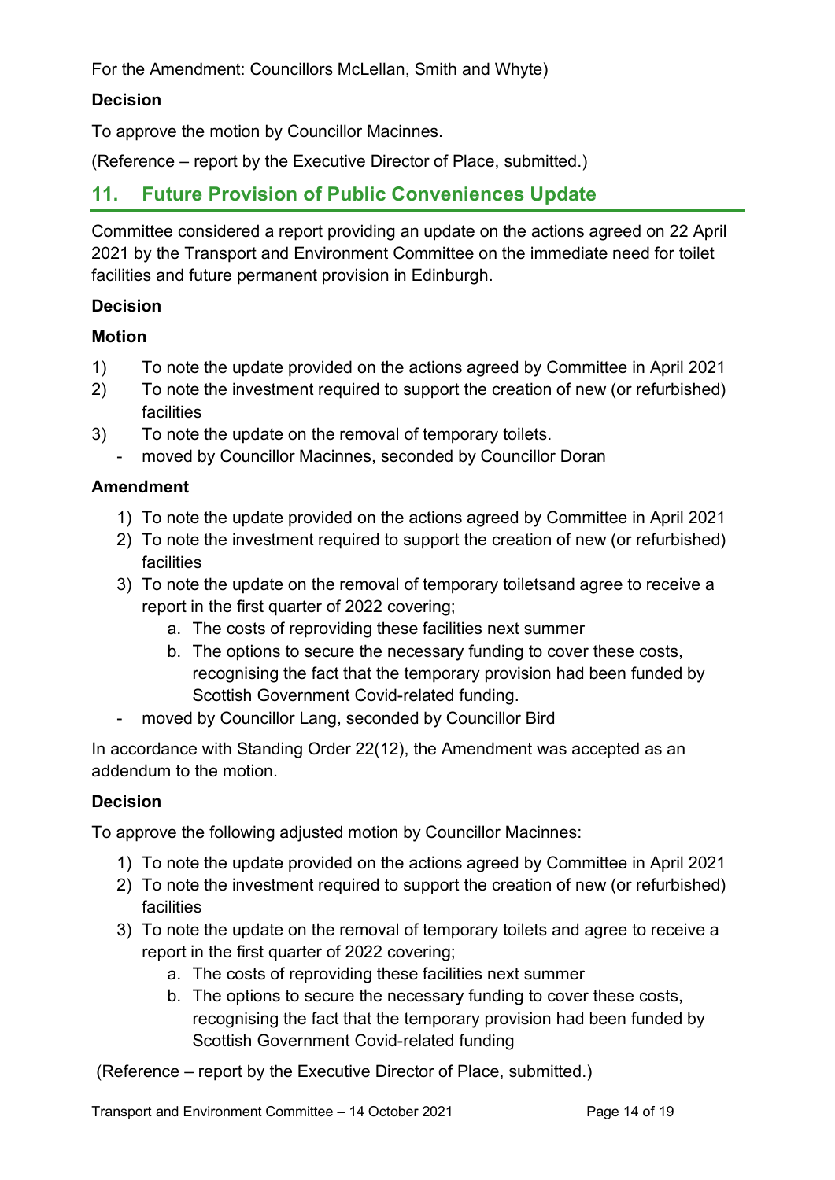For the Amendment: Councillors McLellan, Smith and Whyte)

**Decision**

To approve the motion by Councillor Macinnes.

(Reference – report by the Executive Director of Place, submitted.)

## 11. Future Provision of Public Conveniences Update

Committee considered a report providing an update on the actions agreed on 22 April 2021 by the Transport and Environment Committee on the immediate need for toilet facilities and future permanent provision in Edinburgh.

**Decision**

**Motion**

1) To note the update provided on the actions agreed by Committee in April 2021
2) To note the investment required to support the creation of new (or refurbished) facilities
3) To note the update on the removal of temporary toilets.
   - moved by Councillor Macinnes, seconded by Councillor Doran

**Amendment**

1) To note the update provided on the actions agreed by Committee in April 2021
2) To note the investment required to support the creation of new (or refurbished) facilities
3) To note the update on the removal of temporary toiletsand agree to receive a report in the first quarter of 2022 covering;
   a. The costs of reproviding these facilities next summer
   b. The options to secure the necessary funding to cover these costs, recognising the fact that the temporary provision had been funded by Scottish Government Covid-related funding.

- moved by Councillor Lang, seconded by Councillor Bird

In accordance with Standing Order 22(12), the Amendment was accepted as an addendum to the motion.

**Decision**

To approve the following adjusted motion by Councillor Macinnes:

1) To note the update provided on the actions agreed by Committee in April 2021
2) To note the investment required to support the creation of new (or refurbished) facilities
3) To note the update on the removal of temporary toilets and agree to receive a report in the first quarter of 2022 covering;
   a. The costs of reproviding these facilities next summer
   b. The options to secure the necessary funding to cover these costs, recognising the fact that the temporary provision had been funded by Scottish Government Covid-related funding

(Reference – report by the Executive Director of Place, submitted.)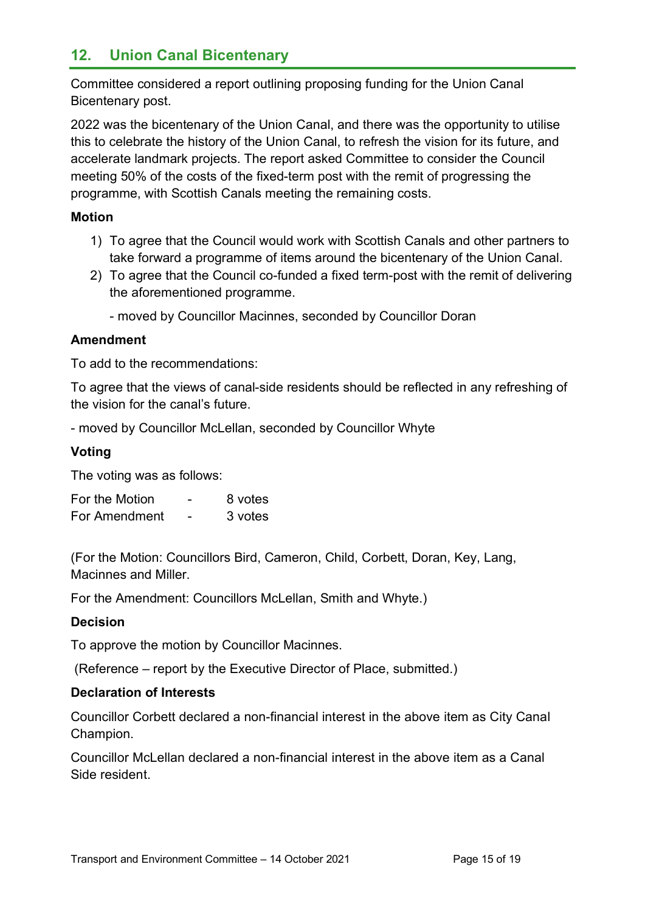## 12. Union Canal Bicentenary

Committee considered a report outlining proposing funding for the Union Canal Bicentenary post.

2022 was the bicentenary of the Union Canal, and there was the opportunity to utilise this to celebrate the history of the Union Canal, to refresh the vision for its future, and accelerate landmark projects. The report asked Committee to consider the Council meeting 50% of the costs of the fixed-term post with the remit of progressing the programme, with Scottish Canals meeting the remaining costs.

**Motion**

1) To agree that the Council would work with Scottish Canals and other partners to take forward a programme of items around the bicentenary of the Union Canal.
2) To agree that the Council co-funded a fixed term-post with the remit of delivering the aforementioned programme.

   - moved by Councillor Macinnes, seconded by Councillor Doran

**Amendment**

To add to the recommendations:

To agree that the views of canal-side residents should be reflected in any refreshing of the vision for the canal's future.

- moved by Councillor McLellan, seconded by Councillor Whyte

**Voting**

The voting was as follows:

| | | |
|---|---|---|
| For the Motion | - | 8 votes |
| For Amendment | - | 3 votes |

(For the Motion: Councillors Bird, Cameron, Child, Corbett, Doran, Key, Lang, Macinnes and Miller.

For the Amendment: Councillors McLellan, Smith and Whyte.)

**Decision**

To approve the motion by Councillor Macinnes.

(Reference – report by the Executive Director of Place, submitted.)

**Declaration of Interests**

Councillor Corbett declared a non-financial interest in the above item as City Canal Champion.

Councillor McLellan declared a non-financial interest in the above item as a Canal Side resident.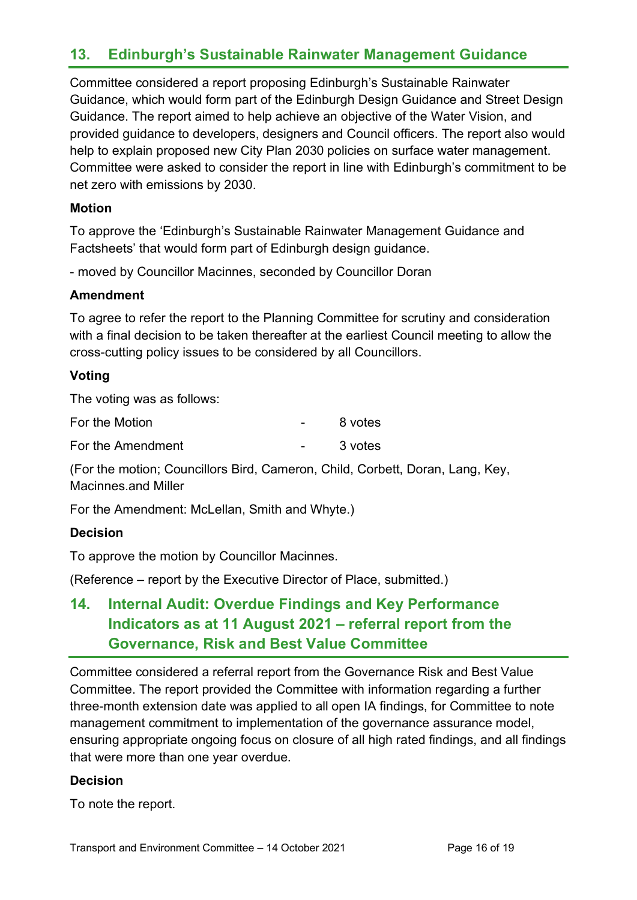## 13. Edinburgh's Sustainable Rainwater Management Guidance

Committee considered a report proposing Edinburgh's Sustainable Rainwater Guidance, which would form part of the Edinburgh Design Guidance and Street Design Guidance. The report aimed to help achieve an objective of the Water Vision, and provided guidance to developers, designers and Council officers. The report also would help to explain proposed new City Plan 2030 policies on surface water management. Committee were asked to consider the report in line with Edinburgh's commitment to be net zero with emissions by 2030.

**Motion**

To approve the 'Edinburgh's Sustainable Rainwater Management Guidance and Factsheets' that would form part of Edinburgh design guidance.

- moved by Councillor Macinnes, seconded by Councillor Doran

**Amendment**

To agree to refer the report to the Planning Committee for scrutiny and consideration with a final decision to be taken thereafter at the earliest Council meeting to allow the cross-cutting policy issues to be considered by all Councillors.

**Voting**

The voting was as follows:

| | | |
|---|---|---|
| For the Motion | - | 8 votes |
| For the Amendment | - | 3 votes |

(For the motion; Councillors Bird, Cameron, Child, Corbett, Doran, Lang, Key, Macinnes.and Miller

For the Amendment: McLellan, Smith and Whyte.)

**Decision**

To approve the motion by Councillor Macinnes.

(Reference – report by the Executive Director of Place, submitted.)

## 14. Internal Audit: Overdue Findings and Key Performance Indicators as at 11 August 2021 – referral report from the Governance, Risk and Best Value Committee

Committee considered a referral report from the Governance Risk and Best Value Committee. The report provided the Committee with information regarding a further three-month extension date was applied to all open IA findings, for Committee to note management commitment to implementation of the governance assurance model, ensuring appropriate ongoing focus on closure of all high rated findings, and all findings that were more than one year overdue.

**Decision**

To note the report.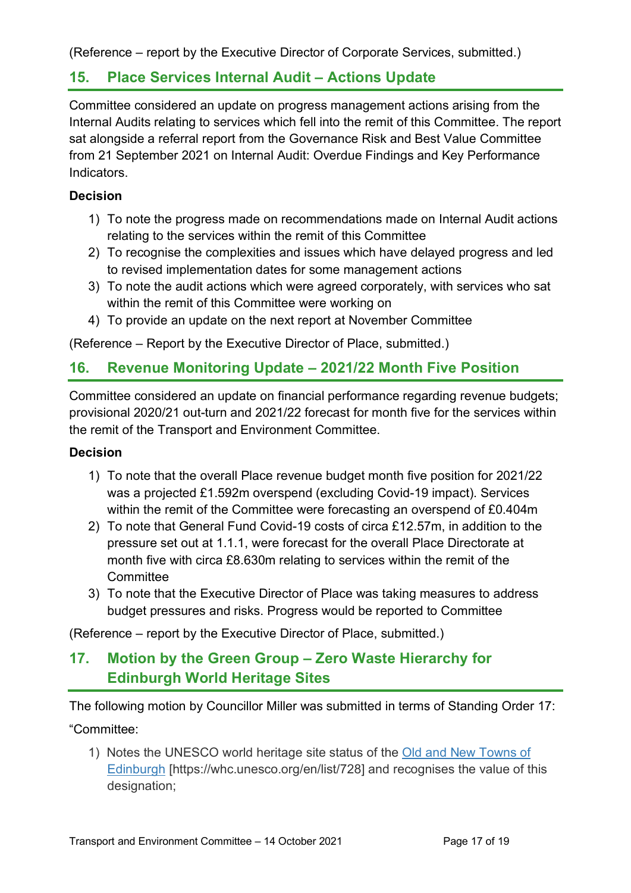(Reference – report by the Executive Director of Corporate Services, submitted.)

## 15. Place Services Internal Audit – Actions Update

Committee considered an update on progress management actions arising from the Internal Audits relating to services which fell into the remit of this Committee. The report sat alongside a referral report from the Governance Risk and Best Value Committee from 21 September 2021 on Internal Audit: Overdue Findings and Key Performance Indicators.

**Decision**

1) To note the progress made on recommendations made on Internal Audit actions relating to the services within the remit of this Committee
2) To recognise the complexities and issues which have delayed progress and led to revised implementation dates for some management actions
3) To note the audit actions which were agreed corporately, with services who sat within the remit of this Committee were working on
4) To provide an update on the next report at November Committee

(Reference – Report by the Executive Director of Place, submitted.)

## 16. Revenue Monitoring Update – 2021/22 Month Five Position

Committee considered an update on financial performance regarding revenue budgets; provisional 2020/21 out-turn and 2021/22 forecast for month five for the services within the remit of the Transport and Environment Committee.

**Decision**

1) To note that the overall Place revenue budget month five position for 2021/22 was a projected £1.592m overspend (excluding Covid-19 impact). Services within the remit of the Committee were forecasting an overspend of £0.404m
2) To note that General Fund Covid-19 costs of circa £12.57m, in addition to the pressure set out at 1.1.1, were forecast for the overall Place Directorate at month five with circa £8.630m relating to services within the remit of the Committee
3) To note that the Executive Director of Place was taking measures to address budget pressures and risks. Progress would be reported to Committee

(Reference – report by the Executive Director of Place, submitted.)

## 17. Motion by the Green Group – Zero Waste Hierarchy for Edinburgh World Heritage Sites

The following motion by Councillor Miller was submitted in terms of Standing Order 17:

"Committee:

1) Notes the UNESCO world heritage site status of the Old and New Towns of Edinburgh [https://whc.unesco.org/en/list/728] and recognises the value of this designation;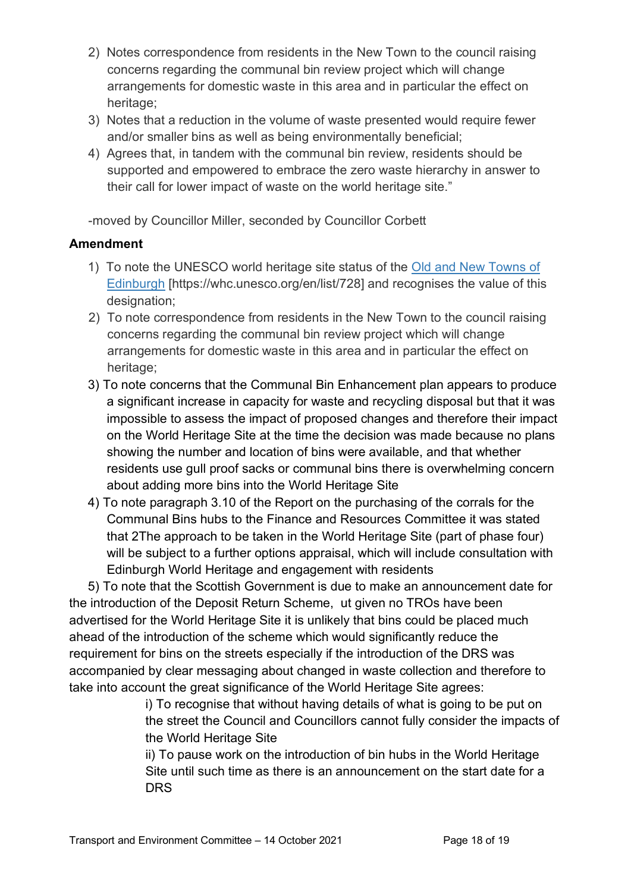2) Notes correspondence from residents in the New Town to the council raising concerns regarding the communal bin review project which will change arrangements for domestic waste in this area and in particular the effect on heritage;
3) Notes that a reduction in the volume of waste presented would require fewer and/or smaller bins as well as being environmentally beneficial;
4) Agrees that, in tandem with the communal bin review, residents should be supported and empowered to embrace the zero waste hierarchy in answer to their call for lower impact of waste on the world heritage site."

-moved by Councillor Miller, seconded by Councillor Corbett

**Amendment**

1) To note the UNESCO world heritage site status of the [Old and New Towns of Edinburgh](https://whc.unesco.org/en/list/728) [https://whc.unesco.org/en/list/728] and recognises the value of this designation;
2) To note correspondence from residents in the New Town to the council raising concerns regarding the communal bin review project which will change arrangements for domestic waste in this area and in particular the effect on heritage;
3) To note concerns that the Communal Bin Enhancement plan appears to produce a significant increase in capacity for waste and recycling disposal but that it was impossible to assess the impact of proposed changes and therefore their impact on the World Heritage Site at the time the decision was made because no plans showing the number and location of bins were available, and that whether residents use gull proof sacks or communal bins there is overwhelming concern about adding more bins into the World Heritage Site
4) To note paragraph 3.10 of the Report on the purchasing of the corrals for the Communal Bins hubs to the Finance and Resources Committee it was stated that 2The approach to be taken in the World Heritage Site (part of phase four) will be subject to a further options appraisal, which will include consultation with Edinburgh World Heritage and engagement with residents
5) To note that the Scottish Government is due to make an announcement date for the introduction of the Deposit Return Scheme, ut given no TROs have been advertised for the World Heritage Site it is unlikely that bins could be placed much ahead of the introduction of the scheme which would significantly reduce the requirement for bins on the streets especially if the introduction of the DRS was accompanied by clear messaging about changed in waste collection and therefore to take into account the great significance of the World Heritage Site agrees:

   i) To recognise that without having details of what is going to be put on the street the Council and Councillors cannot fully consider the impacts of the World Heritage Site

   ii) To pause work on the introduction of bin hubs in the World Heritage Site until such time as there is an announcement on the start date for a DRS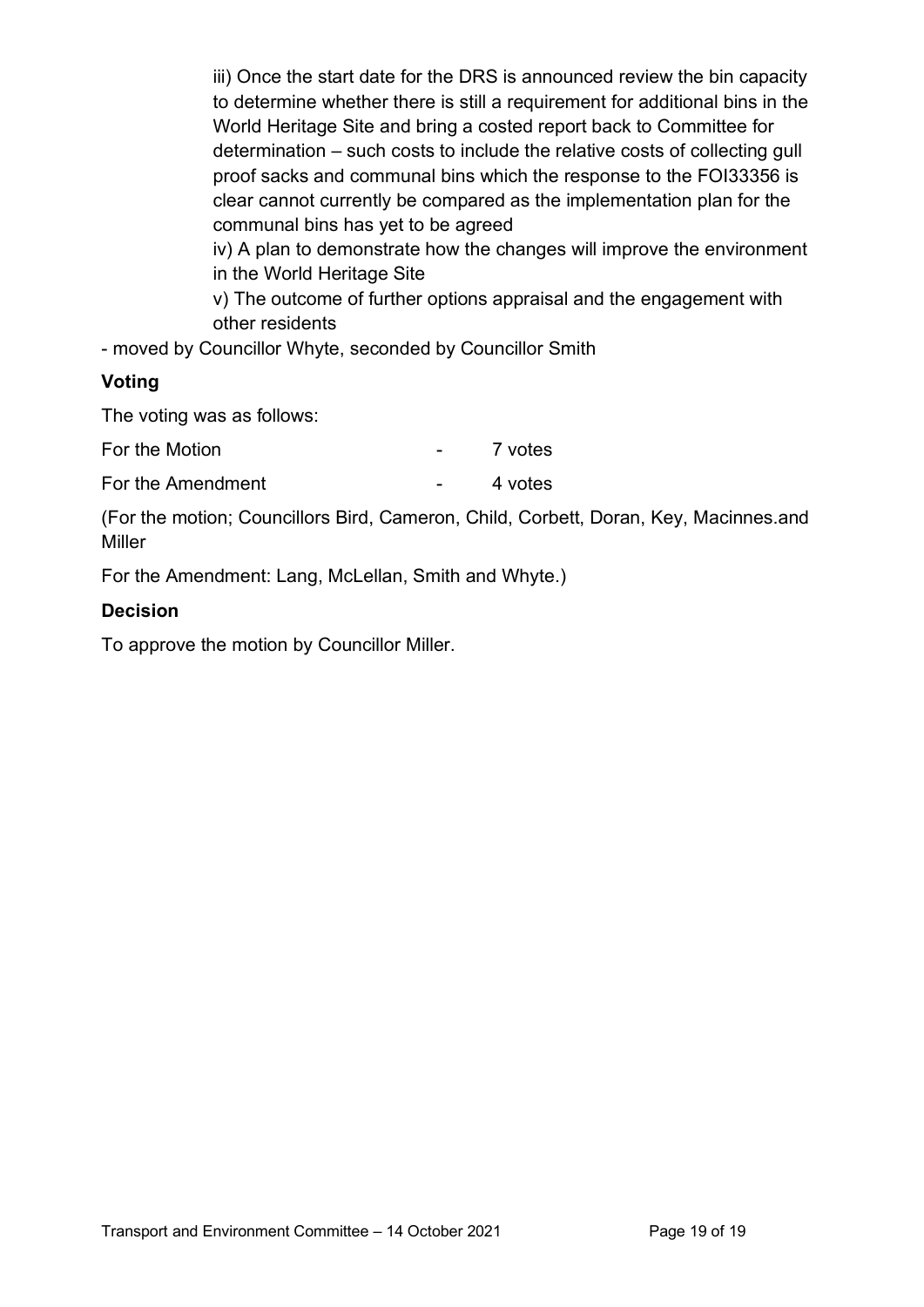iii) Once the start date for the DRS is announced review the bin capacity to determine whether there is still a requirement for additional bins in the World Heritage Site and bring a costed report back to Committee for determination – such costs to include the relative costs of collecting gull proof sacks and communal bins which the response to the FOI33356 is clear cannot currently be compared as the implementation plan for the communal bins has yet to be agreed

iv) A plan to demonstrate how the changes will improve the environment in the World Heritage Site

v) The outcome of further options appraisal and the engagement with other residents

- moved by Councillor Whyte, seconded by Councillor Smith

### Voting

The voting was as follows:

| | | |
|---|---|---|
| For the Motion | - | 7 votes |
| For the Amendment | - | 4 votes |

(For the motion; Councillors Bird, Cameron, Child, Corbett, Doran, Key, Macinnes.and Miller

For the Amendment: Lang, McLellan, Smith and Whyte.)

### Decision

To approve the motion by Councillor Miller.